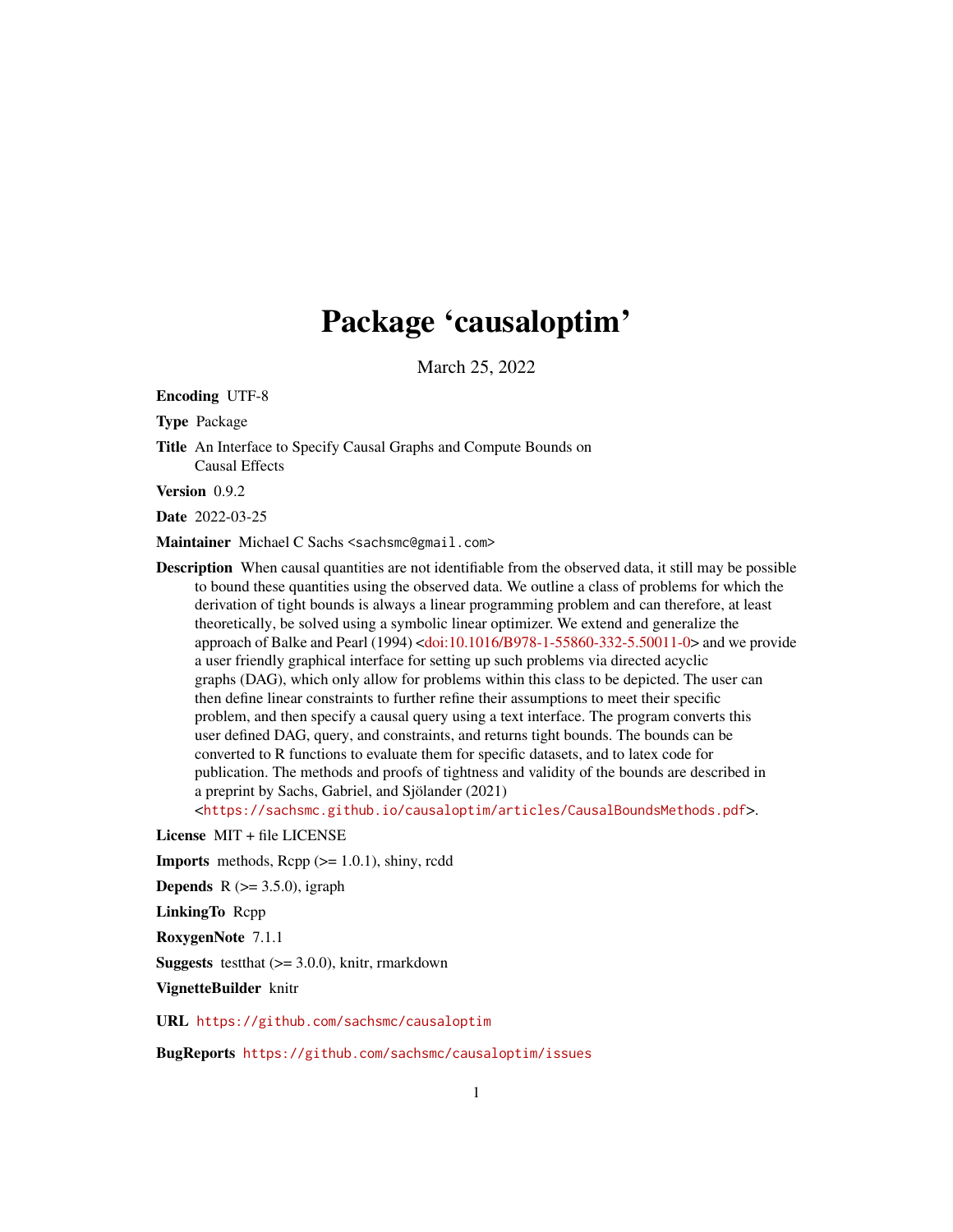# Package 'causaloptim'

March 25, 2022

**Encoding** UTF-8

**Type** Package

**Title** An Interface to Specify Causal Graphs and Compute Bounds on Causal Effects

**Version** 0.9.2

**Date** 2022-03-25

**Maintainer** Michael C Sachs <sachsmc@gmail.com>

**Description** When causal quantities are not identifiable from the observed data, it still may be possible to bound these quantities using the observed data. We outline a class of problems for which the derivation of tight bounds is always a linear programming problem and can therefore, at least theoretically, be solved using a symbolic linear optimizer. We extend and generalize the approach of Balke and Pearl (1994) <doi:10.1016/B978-1-55860-332-5.50011-0> and we provide a user friendly graphical interface for setting up such problems via directed acyclic graphs (DAG), which only allow for problems within this class to be depicted. The user can then define linear constraints to further refine their assumptions to meet their specific problem, and then specify a causal query using a text interface. The program converts this user defined DAG, query, and constraints, and returns tight bounds. The bounds can be converted to R functions to evaluate them for specific datasets, and to latex code for publication. The methods and proofs of tightness and validity of the bounds are described in a preprint by Sachs, Gabriel, and Sjölander (2021) <https://sachsmc.github.io/causaloptim/articles/CausalBoundsMethods.pdf>.

**License** MIT + file LICENSE

**Imports** methods, Rcpp (>= 1.0.1), shiny, rcdd

**Depends** R (>= 3.5.0), igraph

**LinkingTo** Rcpp

**RoxygenNote** 7.1.1

**Suggests** testthat (>= 3.0.0), knitr, rmarkdown

**VignetteBuilder** knitr

**URL** https://github.com/sachsmc/causaloptim

**BugReports** https://github.com/sachsmc/causaloptim/issues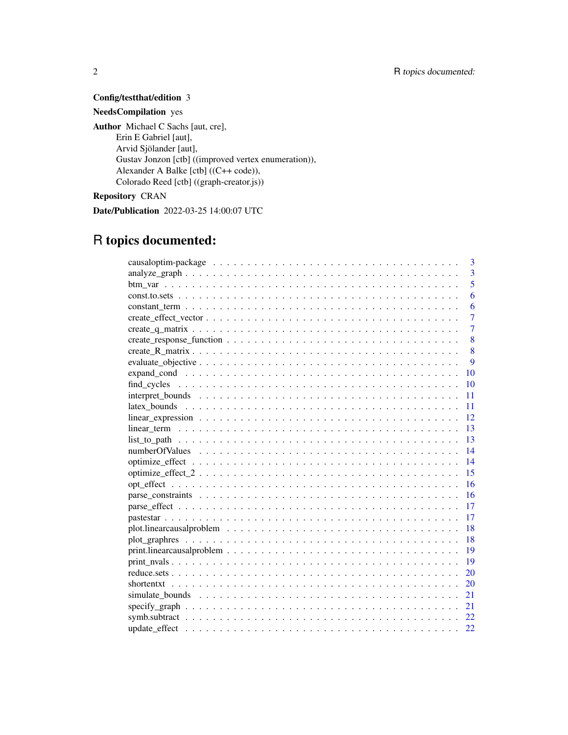**Config/testthat/edition** 3

**NeedsCompilation** yes

**Author** Michael C Sachs [aut, cre],
Erin E Gabriel [aut],
Arvid Sjölander [aut],
Gustav Jonzon [ctb] ((improved vertex enumeration)),
Alexander A Balke [ctb] ((C++ code)),
Colorado Reed [ctb] ((graph-creator.js))

**Repository** CRAN

**Date/Publication** 2022-03-25 14:00:07 UTC

# R topics documented:

| | |
|---|---|
| causaloptim-package | 3 |
| analyze_graph | 3 |
| btm_var | 5 |
| const.to.sets | 6 |
| constant_term | 6 |
| create_effect_vector | 7 |
| create_q_matrix | 7 |
| create_response_function | 8 |
| create_R_matrix | 8 |
| evaluate_objective | 9 |
| expand_cond | 10 |
| find_cycles | 10 |
| interpret_bounds | 11 |
| latex_bounds | 11 |
| linear_expression | 12 |
| linear_term | 13 |
| list_to_path | 13 |
| numberOfValues | 14 |
| optimize_effect | 14 |
| optimize_effect_2 | 15 |
| opt_effect | 16 |
| parse_constraints | 16 |
| parse_effect | 17 |
| pastestar | 17 |
| plot.linearcausalproblem | 18 |
| plot_graphres | 18 |
| print.linearcausalproblem | 19 |
| print_nvals | 19 |
| reduce.sets | 20 |
| shortentxt | 20 |
| simulate_bounds | 21 |
| specify_graph | 21 |
| symb.subtract | 22 |
| update_effect | 22 |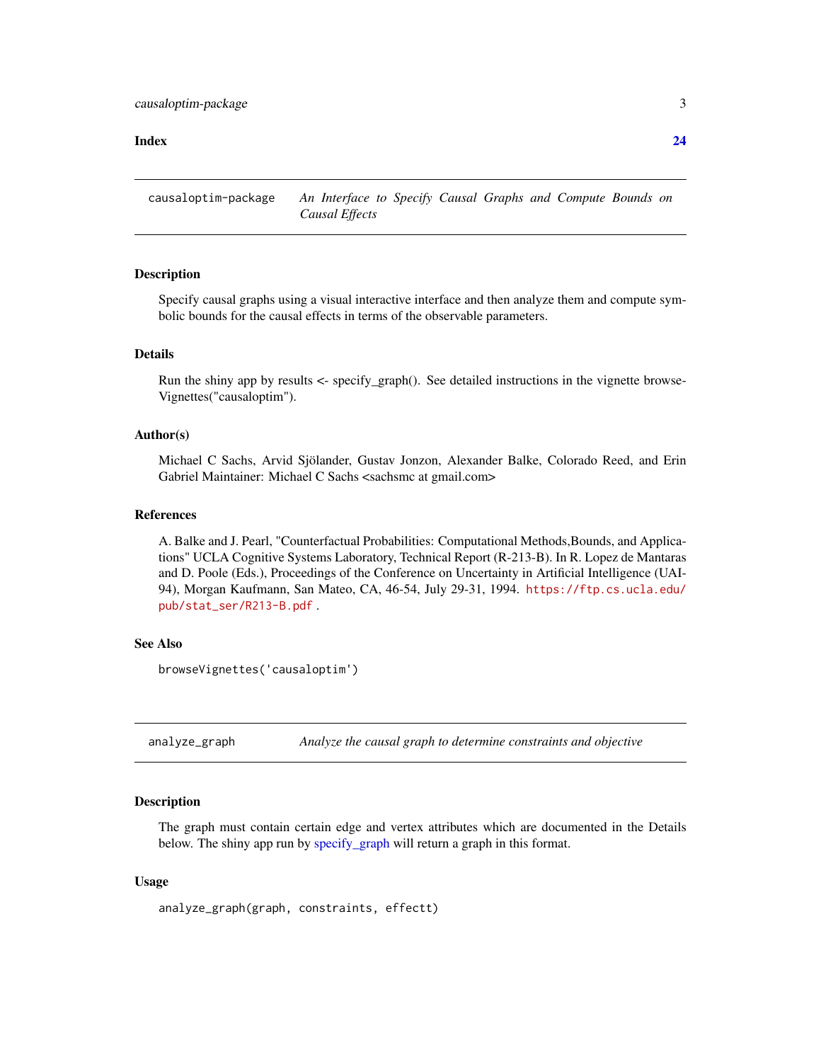**Index** **24**

---

`causaloptim-package` *An Interface to Specify Causal Graphs and Compute Bounds on Causal Effects*

---

### Description

Specify causal graphs using a visual interactive interface and then analyze them and compute symbolic bounds for the causal effects in terms of the observable parameters.

### Details

Run the shiny app by results <- specify_graph(). See detailed instructions in the vignette browseVignettes("causaloptim").

### Author(s)

Michael C Sachs, Arvid Sjölander, Gustav Jonzon, Alexander Balke, Colorado Reed, and Erin Gabriel Maintainer: Michael C Sachs <sachsmc at gmail.com>

### References

A. Balke and J. Pearl, "Counterfactual Probabilities: Computational Methods,Bounds, and Applications" UCLA Cognitive Systems Laboratory, Technical Report (R-213-B). In R. Lopez de Mantaras and D. Poole (Eds.), Proceedings of the Conference on Uncertainty in Artificial Intelligence (UAI-94), Morgan Kaufmann, San Mateo, CA, 46-54, July 29-31, 1994. https://ftp.cs.ucla.edu/pub/stat_ser/R213-B.pdf .

### See Also

```
browseVignettes('causaloptim')
```

---

`analyze_graph` *Analyze the causal graph to determine constraints and objective*

---

### Description

The graph must contain certain edge and vertex attributes which are documented in the Details below. The shiny app run by specify_graph will return a graph in this format.

### Usage

```
analyze_graph(graph, constraints, effectt)
```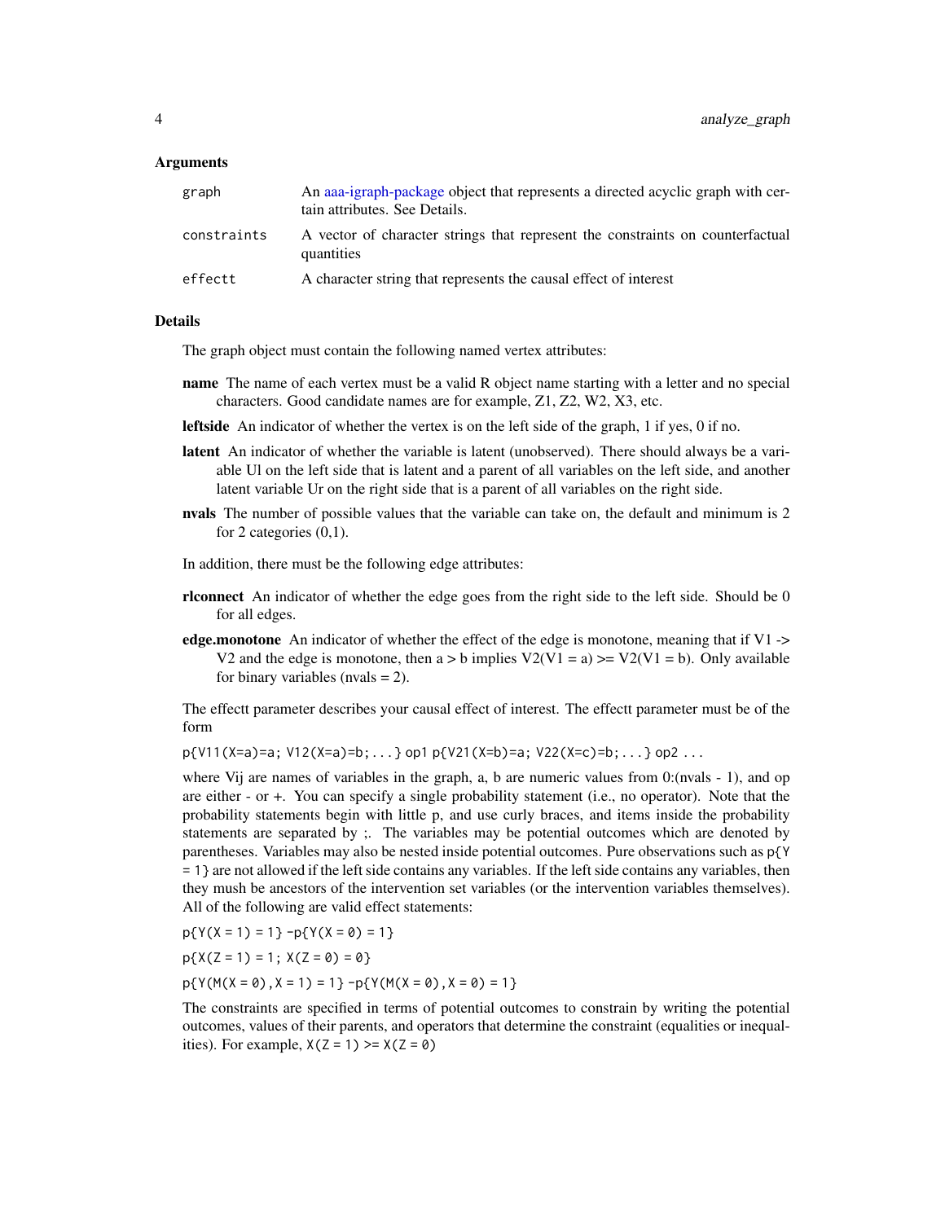### Arguments

| | |
|---|---|
| `graph` | An aaa-igraph-package object that represents a directed acyclic graph with certain attributes. See Details. |
| `constraints` | A vector of character strings that represent the constraints on counterfactual quantities |
| `effectt` | A character string that represents the causal effect of interest |

### Details

The graph object must contain the following named vertex attributes:

**name** The name of each vertex must be a valid R object name starting with a letter and no special characters. Good candidate names are for example, Z1, Z2, W2, X3, etc.

**leftside** An indicator of whether the vertex is on the left side of the graph, 1 if yes, 0 if no.

**latent** An indicator of whether the variable is latent (unobserved). There should always be a variable Ul on the left side that is latent and a parent of all variables on the left side, and another latent variable Ur on the right side that is a parent of all variables on the right side.

**nvals** The number of possible values that the variable can take on, the default and minimum is 2 for 2 categories (0,1).

In addition, there must be the following edge attributes:

**rlconnect** An indicator of whether the edge goes from the right side to the left side. Should be 0 for all edges.

**edge.monotone** An indicator of whether the effect of the edge is monotone, meaning that if V1 -> V2 and the edge is monotone, then a > b implies V2(V1 = a) >= V2(V1 = b). Only available for binary variables (nvals = 2).

The effectt parameter describes your causal effect of interest. The effectt parameter must be of the form

`p{V11(X=a)=a; V12(X=a)=b;...} op1 p{V21(X=b)=a; V22(X=c)=b;...} op2 ...`

where Vij are names of variables in the graph, a, b are numeric values from 0:(nvals - 1), and op are either - or +. You can specify a single probability statement (i.e., no operator). Note that the probability statements begin with little p, and use curly braces, and items inside the probability statements are separated by ;. The variables may be potential outcomes which are denoted by parentheses. Variables may also be nested inside potential outcomes. Pure observations such as `p{Y = 1}` are not allowed if the left side contains any variables. If the left side contains any variables, then they mush be ancestors of the intervention set variables (or the intervention variables themselves). All of the following are valid effect statements:

`p{Y(X = 1) = 1} -p{Y(X = 0) = 1}`

`p{X(Z = 1) = 1; X(Z = 0) = 0}`

`p{Y(M(X = 0),X = 1) = 1} -p{Y(M(X = 0),X = 0) = 1}`

The constraints are specified in terms of potential outcomes to constrain by writing the potential outcomes, values of their parents, and operators that determine the constraint (equalities or inequalities). For example, `X(Z = 1) >= X(Z = 0)`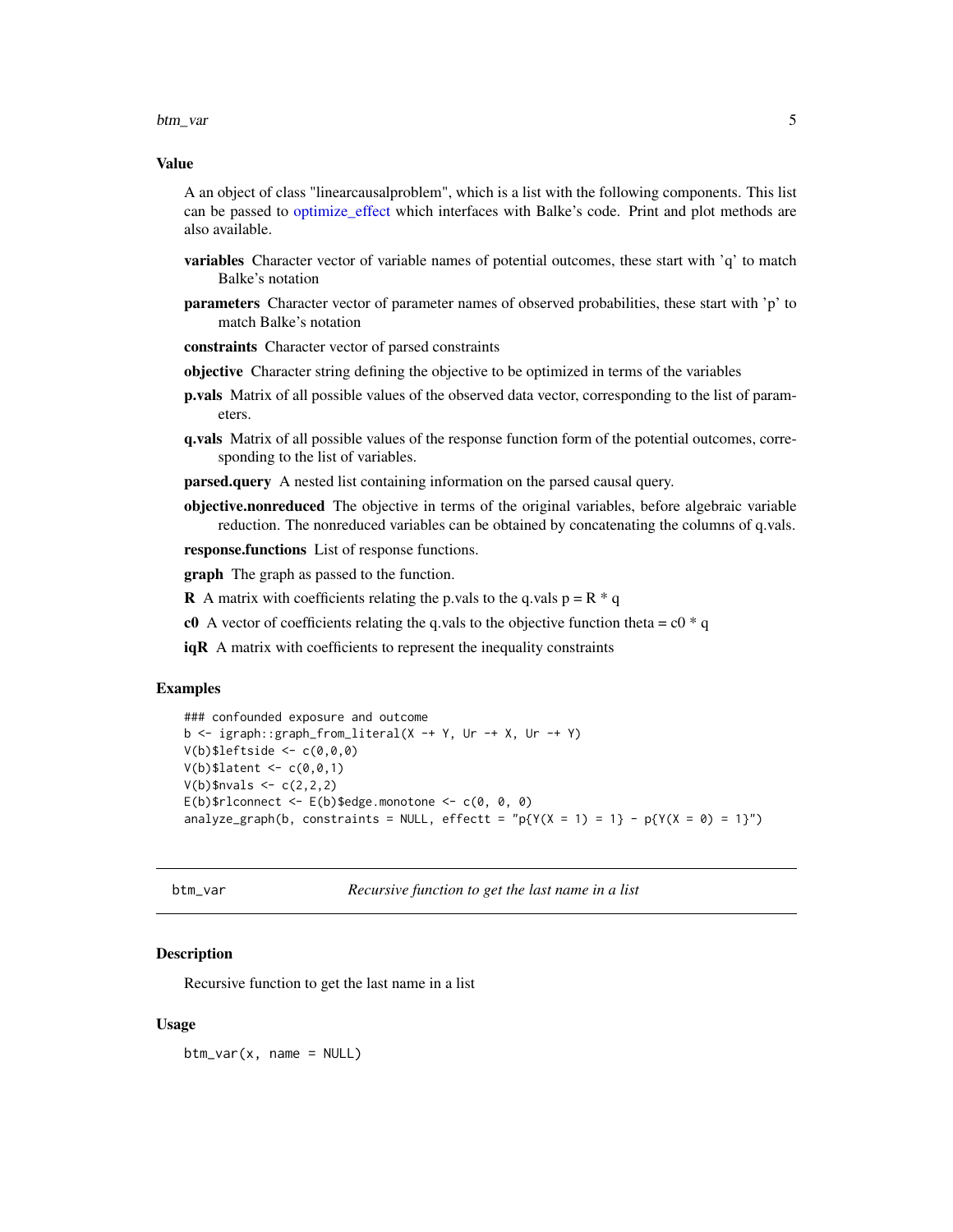### Value

A an object of class "linearcausalproblem", which is a list with the following components. This list can be passed to optimize_effect which interfaces with Balke's code. Print and plot methods are also available.

**variables** Character vector of variable names of potential outcomes, these start with 'q' to match Balke's notation

**parameters** Character vector of parameter names of observed probabilities, these start with 'p' to match Balke's notation

**constraints** Character vector of parsed constraints

**objective** Character string defining the objective to be optimized in terms of the variables

**p.vals** Matrix of all possible values of the observed data vector, corresponding to the list of parameters.

**q.vals** Matrix of all possible values of the response function form of the potential outcomes, corresponding to the list of variables.

**parsed.query** A nested list containing information on the parsed causal query.

**objective.nonreduced** The objective in terms of the original variables, before algebraic variable reduction. The nonreduced variables can be obtained by concatenating the columns of q.vals.

**response.functions** List of response functions.

**graph** The graph as passed to the function.

**R** A matrix with coefficients relating the p.vals to the q.vals p = R * q

**c0** A vector of coefficients relating the q.vals to the objective function theta = c0 * q

**iqR** A matrix with coefficients to represent the inequality constraints

### Examples

```
### confounded exposure and outcome
b <- igraph::graph_from_literal(X -+ Y, Ur -+ X, Ur -+ Y)
V(b)$leftside <- c(0,0,0)
V(b)$latent <- c(0,0,1)
V(b)$nvals <- c(2,2,2)
E(b)$rlconnect <- E(b)$edge.monotone <- c(0, 0, 0)
analyze_graph(b, constraints = NULL, effectt = "p{Y(X = 1) = 1} - p{Y(X = 0) = 1}")
```

---

## btm_var — *Recursive function to get the last name in a list*

### Description

Recursive function to get the last name in a list

### Usage

```
btm_var(x, name = NULL)
```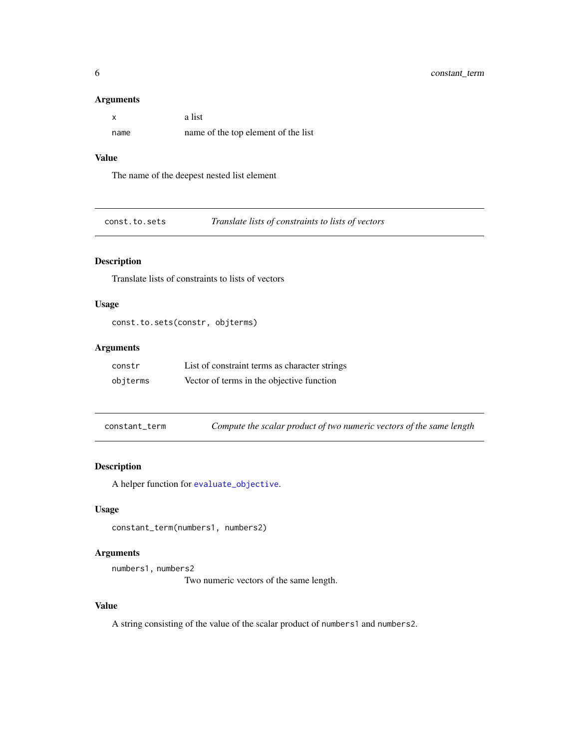### Arguments

| | |
|---|---|
| `x` | a list |
| `name` | name of the top element of the list |

### Value

The name of the deepest nested list element

---

## const.to.sets — *Translate lists of constraints to lists of vectors*

### Description

Translate lists of constraints to lists of vectors

### Usage

```
const.to.sets(constr, objterms)
```

### Arguments

| | |
|---|---|
| `constr` | List of constraint terms as character strings |
| `objterms` | Vector of terms in the objective function |

---

## constant_term — *Compute the scalar product of two numeric vectors of the same length*

### Description

A helper function for `evaluate_objective`.

### Usage

```
constant_term(numbers1, numbers2)
```

### Arguments

`numbers1, numbers2`
Two numeric vectors of the same length.

### Value

A string consisting of the value of the scalar product of `numbers1` and `numbers2`.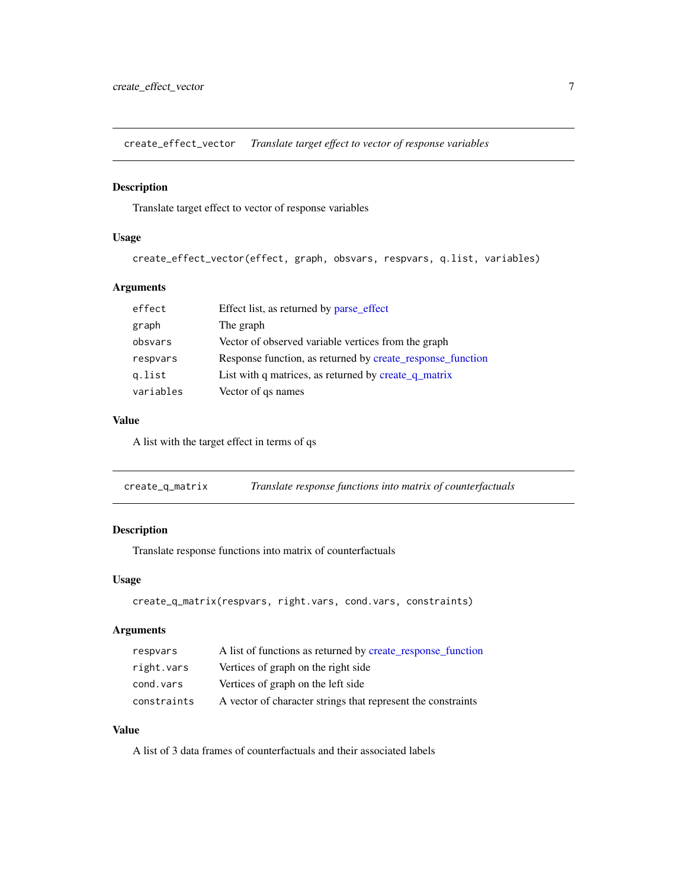## create_effect_vector — *Translate target effect to vector of response variables*

### Description

Translate target effect to vector of response variables

### Usage

```
create_effect_vector(effect, graph, obsvars, respvars, q.list, variables)
```

### Arguments

| | |
|---|---|
| effect | Effect list, as returned by parse_effect |
| graph | The graph |
| obsvars | Vector of observed variable vertices from the graph |
| respvars | Response function, as returned by create_response_function |
| q.list | List with q matrices, as returned by create_q_matrix |
| variables | Vector of qs names |

### Value

A list with the target effect in terms of qs

## create_q_matrix — *Translate response functions into matrix of counterfactuals*

### Description

Translate response functions into matrix of counterfactuals

### Usage

```
create_q_matrix(respvars, right.vars, cond.vars, constraints)
```

### Arguments

| | |
|---|---|
| respvars | A list of functions as returned by create_response_function |
| right.vars | Vertices of graph on the right side |
| cond.vars | Vertices of graph on the left side |
| constraints | A vector of character strings that represent the constraints |

### Value

A list of 3 data frames of counterfactuals and their associated labels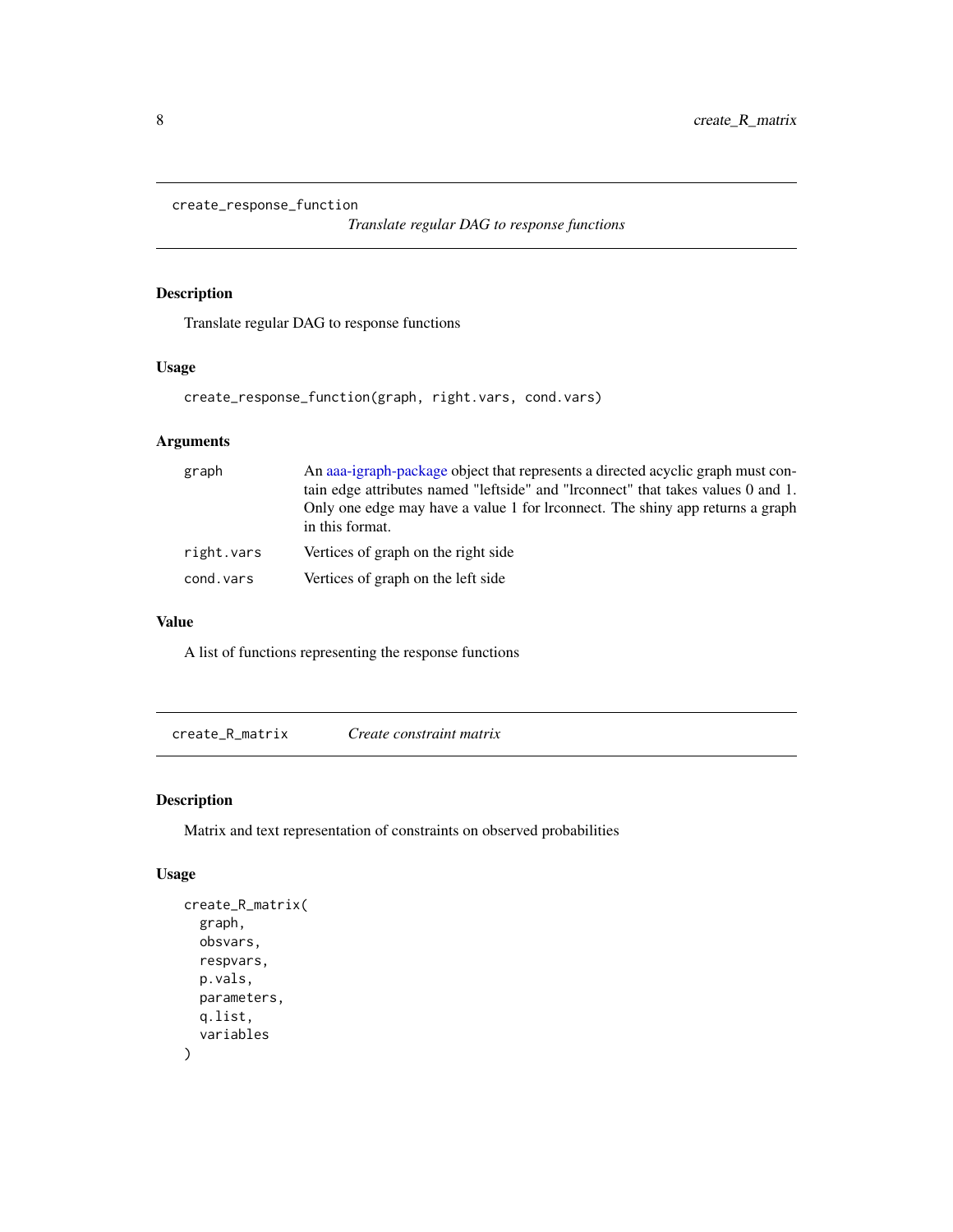## create_response_function

*Translate regular DAG to response functions*

### Description

Translate regular DAG to response functions

### Usage

```
create_response_function(graph, right.vars, cond.vars)
```

### Arguments

| | |
|---|---|
| graph | An aaa-igraph-package object that represents a directed acyclic graph must contain edge attributes named "leftside" and "lrconnect" that takes values 0 and 1. Only one edge may have a value 1 for lrconnect. The shiny app returns a graph in this format. |
| right.vars | Vertices of graph on the right side |
| cond.vars | Vertices of graph on the left side |

### Value

A list of functions representing the response functions

## create_R_matrix

*Create constraint matrix*

### Description

Matrix and text representation of constraints on observed probabilities

### Usage

```
create_R_matrix(
  graph,
  obsvars,
  respvars,
  p.vals,
  parameters,
  q.list,
  variables
)
```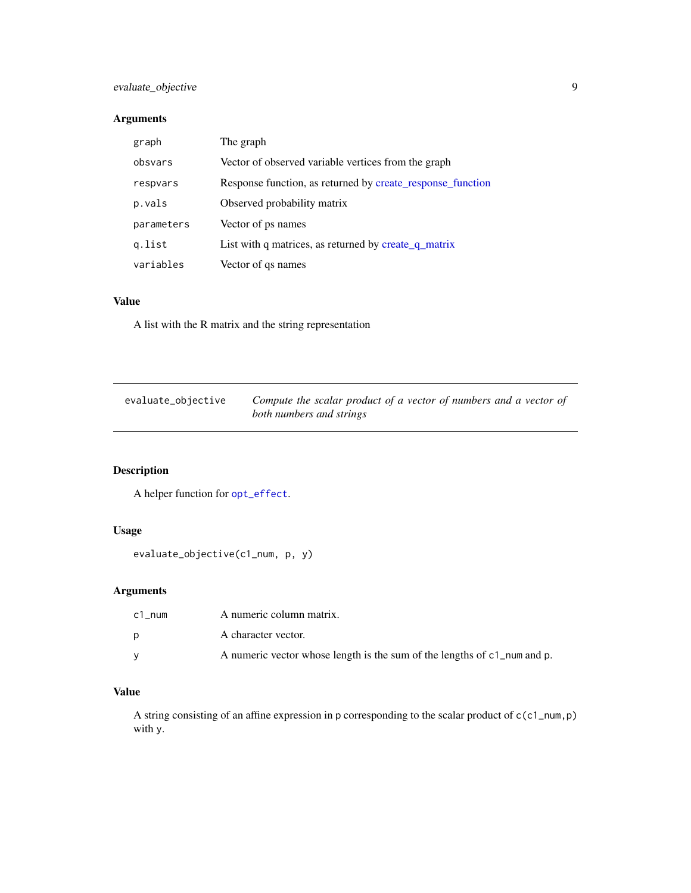### Arguments

| | |
|---|---|
| `graph` | The graph |
| `obsvars` | Vector of observed variable vertices from the graph |
| `respvars` | Response function, as returned by create_response_function |
| `p.vals` | Observed probability matrix |
| `parameters` | Vector of ps names |
| `q.list` | List with q matrices, as returned by create_q_matrix |
| `variables` | Vector of qs names |

### Value

A list with the R matrix and the string representation

---

## `evaluate_objective` *Compute the scalar product of a vector of numbers and a vector of both numbers and strings*

---

### Description

A helper function for `opt_effect`.

### Usage

```
evaluate_objective(c1_num, p, y)
```

### Arguments

| | |
|---|---|
| `c1_num` | A numeric column matrix. |
| `p` | A character vector. |
| `y` | A numeric vector whose length is the sum of the lengths of `c1_num` and `p`. |

### Value

A string consisting of an affine expression in `p` corresponding to the scalar product of `c(c1_num,p)` with `y`.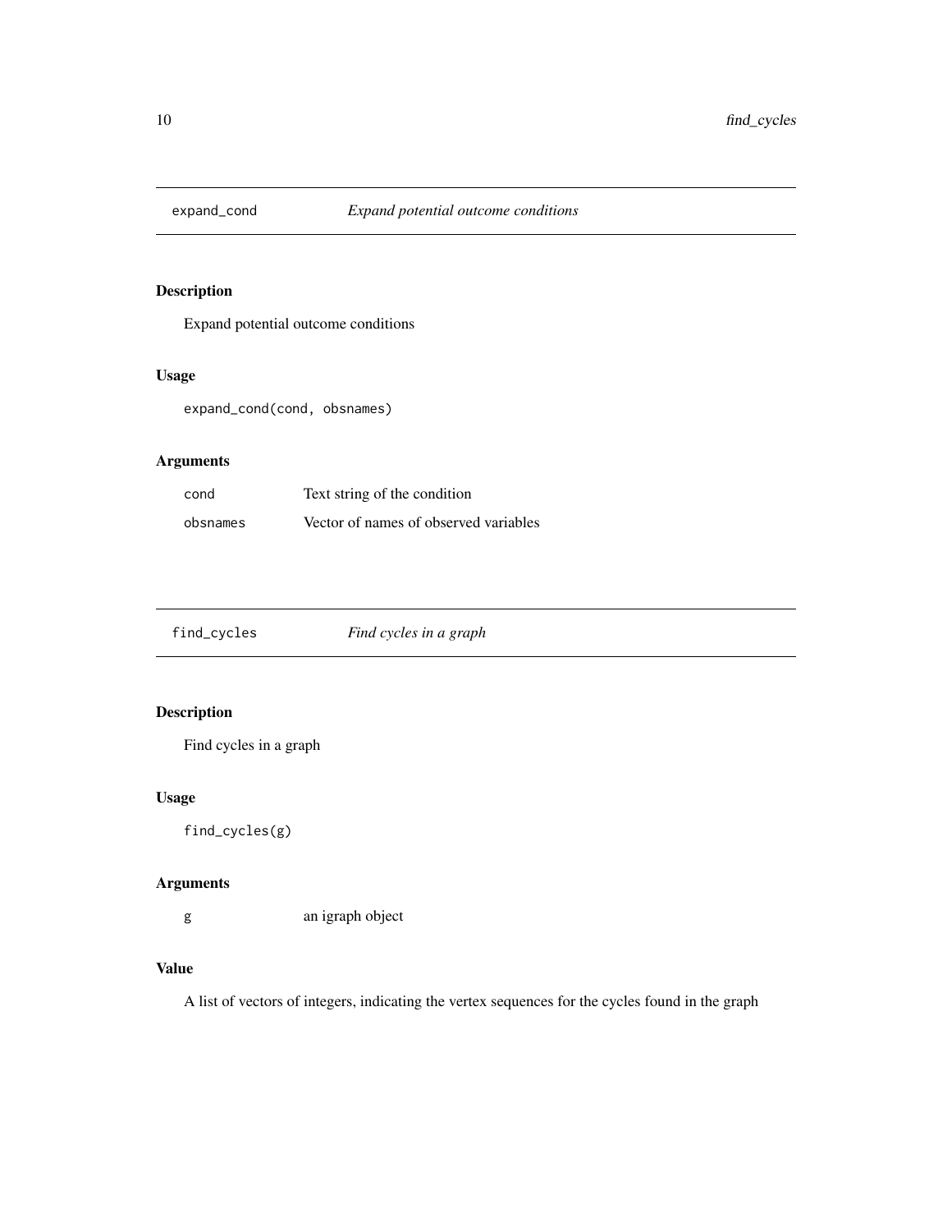## expand_cond *Expand potential outcome conditions*

### Description

Expand potential outcome conditions

### Usage

```
expand_cond(cond, obsnames)
```

### Arguments

| | |
|---|---|
| cond | Text string of the condition |
| obsnames | Vector of names of observed variables |

## find_cycles *Find cycles in a graph*

### Description

Find cycles in a graph

### Usage

```
find_cycles(g)
```

### Arguments

| | |
|---|---|
| g | an igraph object |

### Value

A list of vectors of integers, indicating the vertex sequences for the cycles found in the graph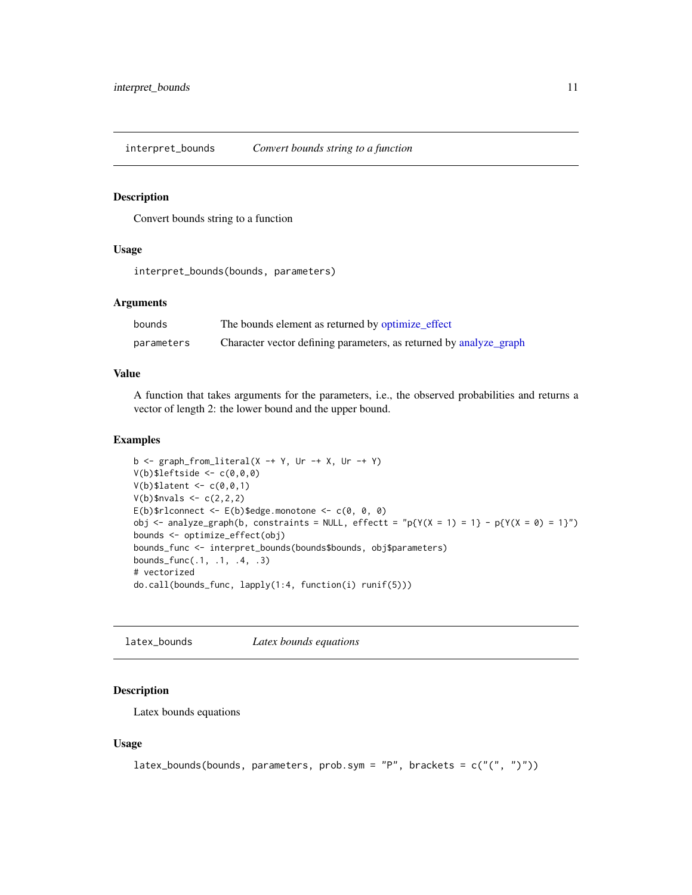## interpret_bounds    *Convert bounds string to a function*

### Description

Convert bounds string to a function

### Usage

```
interpret_bounds(bounds, parameters)
```

### Arguments

| | |
|---|---|
| bounds | The bounds element as returned by optimize_effect |
| parameters | Character vector defining parameters, as returned by analyze_graph |

### Value

A function that takes arguments for the parameters, i.e., the observed probabilities and returns a vector of length 2: the lower bound and the upper bound.

### Examples

```
b <- graph_from_literal(X -+ Y, Ur -+ X, Ur -+ Y)
V(b)$leftside <- c(0,0,0)
V(b)$latent <- c(0,0,1)
V(b)$nvals <- c(2,2,2)
E(b)$rlconnect <- E(b)$edge.monotone <- c(0, 0, 0)
obj <- analyze_graph(b, constraints = NULL, effectt = "p{Y(X = 1) = 1} - p{Y(X = 0) = 1}")
bounds <- optimize_effect(obj)
bounds_func <- interpret_bounds(bounds$bounds, obj$parameters)
bounds_func(.1, .1, .4, .3)
# vectorized
do.call(bounds_func, lapply(1:4, function(i) runif(5)))
```

## latex_bounds    *Latex bounds equations*

### Description

Latex bounds equations

### Usage

```
latex_bounds(bounds, parameters, prob.sym = "P", brackets = c("(", ")"))
```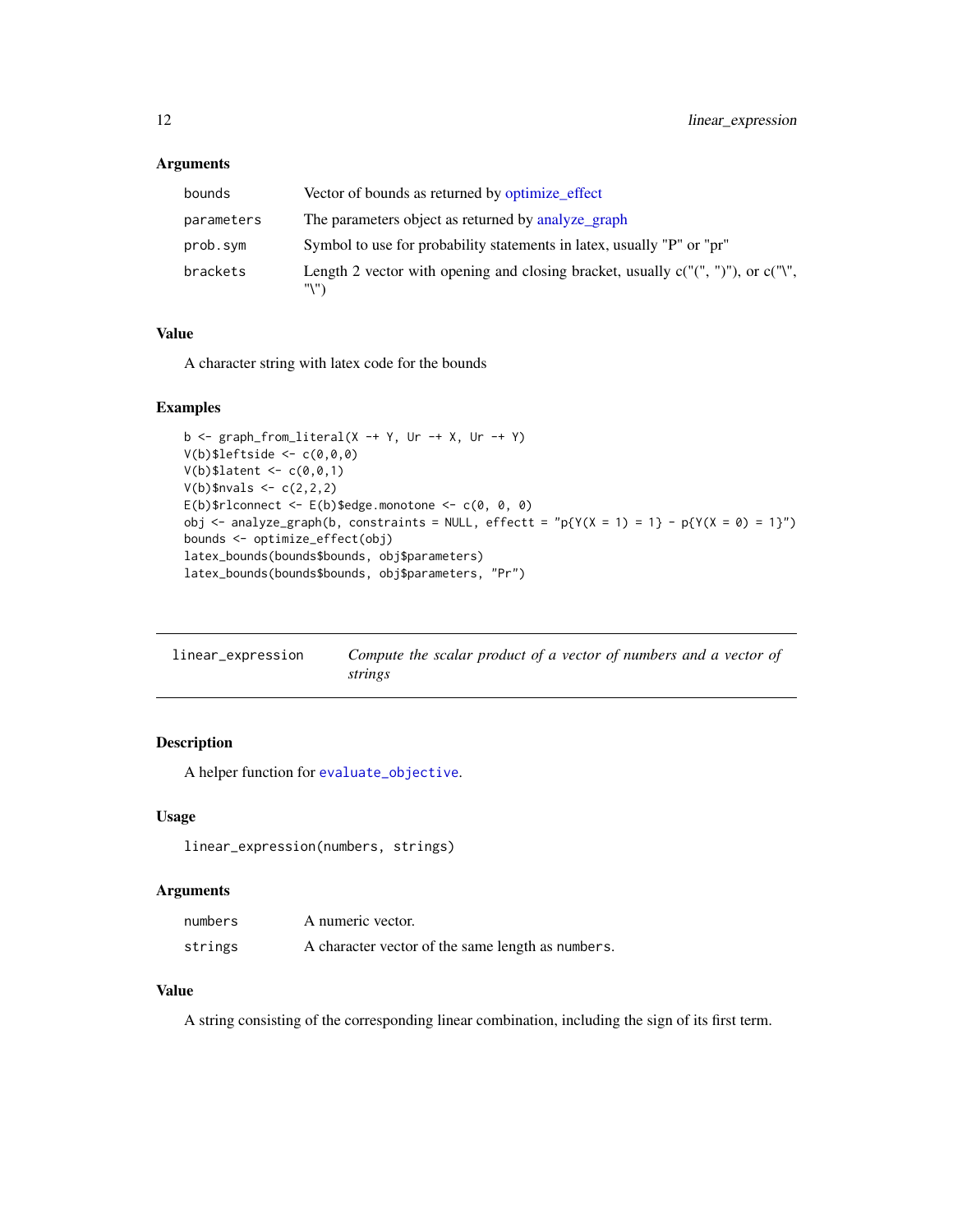### Arguments

| | |
|---|---|
| bounds | Vector of bounds as returned by optimize_effect |
| parameters | The parameters object as returned by analyze_graph |
| prob.sym | Symbol to use for probability statements in latex, usually "P" or "pr" |
| brackets | Length 2 vector with opening and closing bracket, usually c("(", ")"), or c("\", "\") |

### Value

A character string with latex code for the bounds

### Examples

```
b <- graph_from_literal(X -+ Y, Ur -+ X, Ur -+ Y)
V(b)$leftside <- c(0,0,0)
V(b)$latent <- c(0,0,1)
V(b)$nvals <- c(2,2,2)
E(b)$rlconnect <- E(b)$edge.monotone <- c(0, 0, 0)
obj <- analyze_graph(b, constraints = NULL, effectt = "p{Y(X = 1) = 1} - p{Y(X = 0) = 1}")
bounds <- optimize_effect(obj)
latex_bounds(bounds$bounds, obj$parameters)
latex_bounds(bounds$bounds, obj$parameters, "Pr")
```

---

## linear_expression    *Compute the scalar product of a vector of numbers and a vector of strings*

---

### Description

A helper function for `evaluate_objective`.

### Usage

```
linear_expression(numbers, strings)
```

### Arguments

| | |
|---|---|
| numbers | A numeric vector. |
| strings | A character vector of the same length as `numbers`. |

### Value

A string consisting of the corresponding linear combination, including the sign of its first term.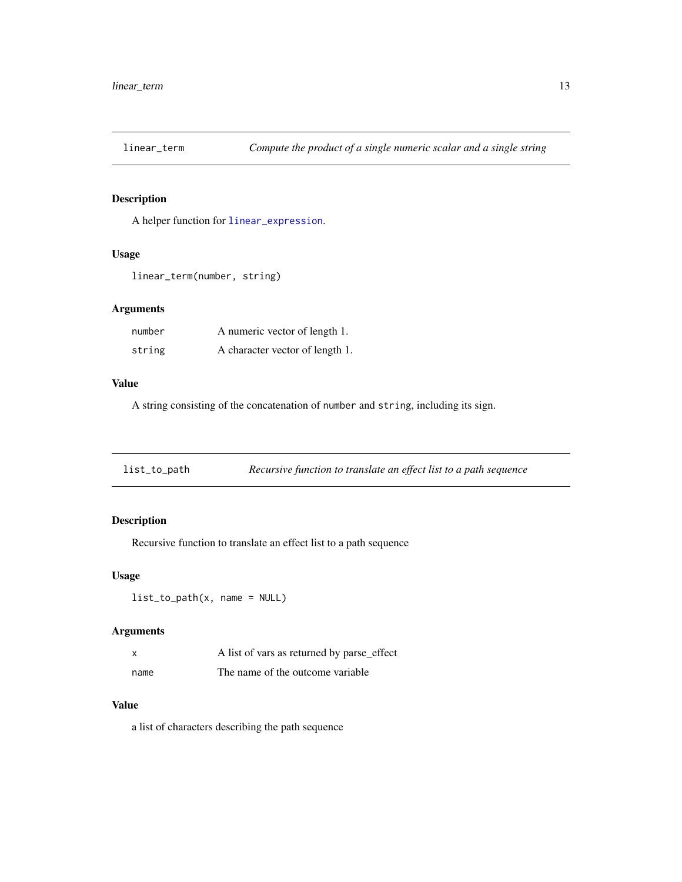## linear_term — *Compute the product of a single numeric scalar and a single string*

### Description

A helper function for `linear_expression`.

### Usage

```
linear_term(number, string)
```

### Arguments

| | |
|---|---|
| `number` | A numeric vector of length 1. |
| `string` | A character vector of length 1. |

### Value

A string consisting of the concatenation of `number` and `string`, including its sign.

## list_to_path — *Recursive function to translate an effect list to a path sequence*

### Description

Recursive function to translate an effect list to a path sequence

### Usage

```
list_to_path(x, name = NULL)
```

### Arguments

| | |
|---|---|
| `x` | A list of vars as returned by parse_effect |
| `name` | The name of the outcome variable |

### Value

a list of characters describing the path sequence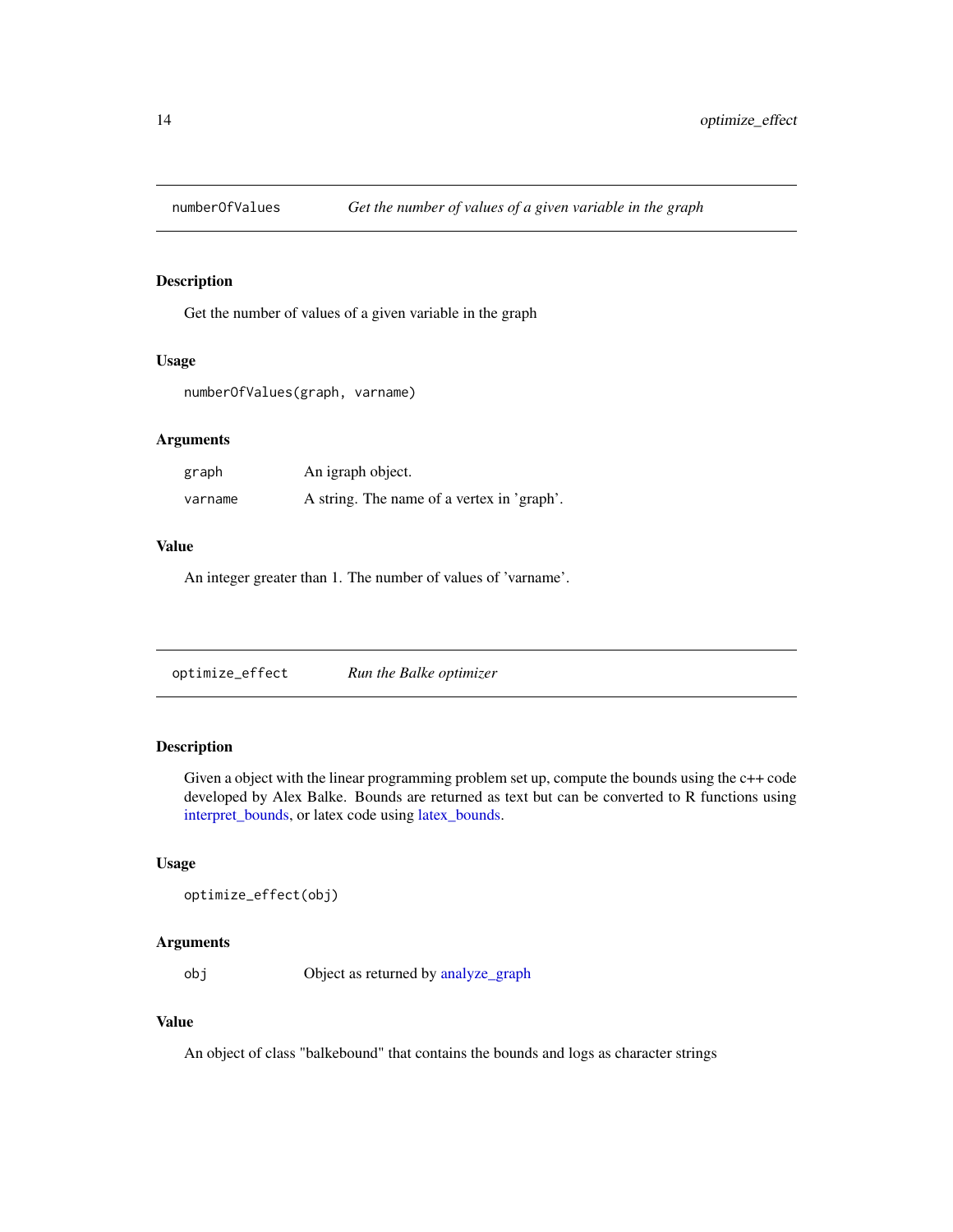## numberOfValues *Get the number of values of a given variable in the graph*

### Description

Get the number of values of a given variable in the graph

### Usage

```
numberOfValues(graph, varname)
```

### Arguments

| | |
|---|---|
| graph | An igraph object. |
| varname | A string. The name of a vertex in 'graph'. |

### Value

An integer greater than 1. The number of values of 'varname'.

## optimize_effect *Run the Balke optimizer*

### Description

Given a object with the linear programming problem set up, compute the bounds using the c++ code developed by Alex Balke. Bounds are returned as text but can be converted to R functions using interpret_bounds, or latex code using latex_bounds.

### Usage

```
optimize_effect(obj)
```

### Arguments

| | |
|---|---|
| obj | Object as returned by analyze_graph |

### Value

An object of class "balkebound" that contains the bounds and logs as character strings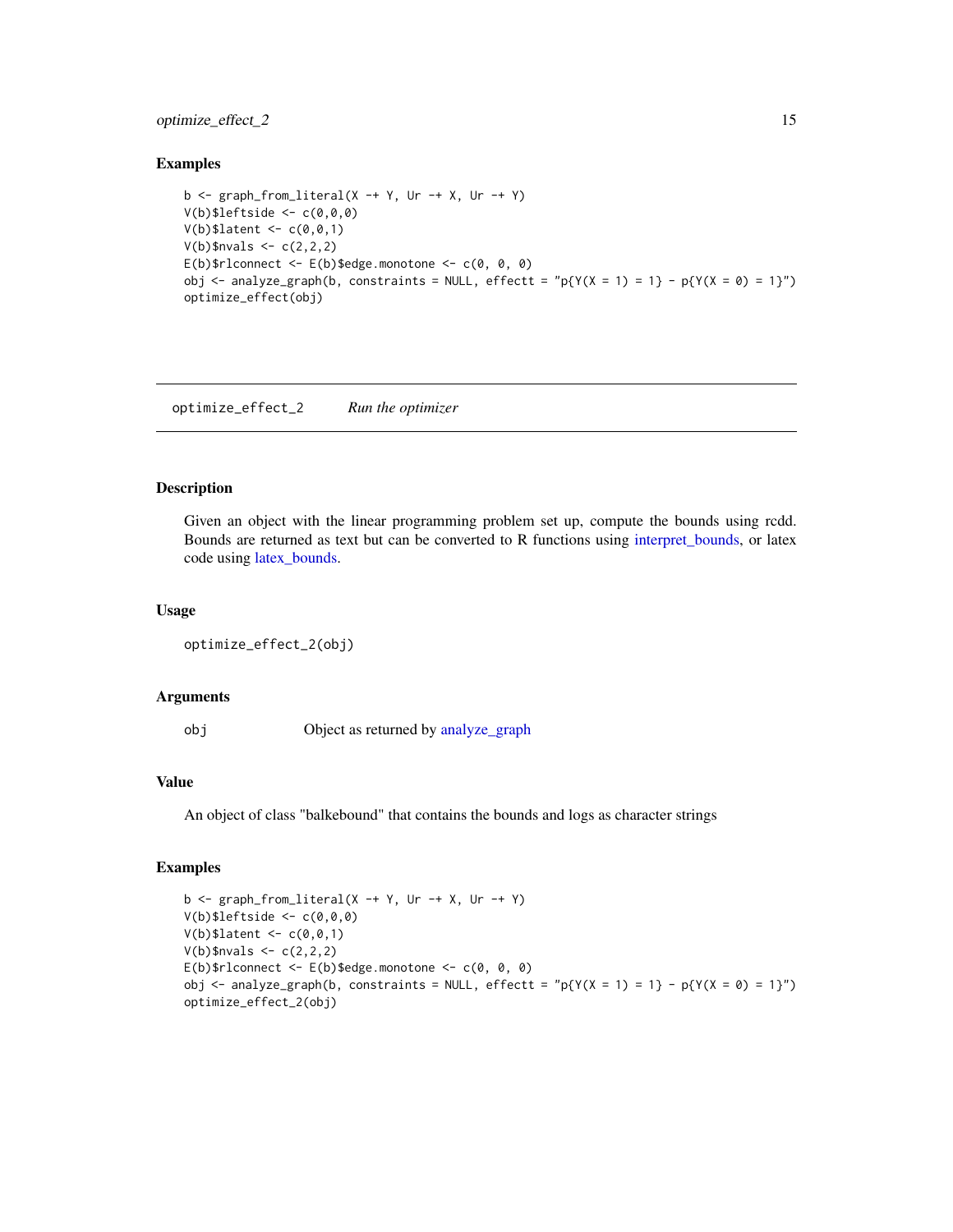## Examples

```
b <- graph_from_literal(X -+ Y, Ur -+ X, Ur -+ Y)
V(b)$leftside <- c(0,0,0)
V(b)$latent <- c(0,0,1)
V(b)$nvals <- c(2,2,2)
E(b)$rlconnect <- E(b)$edge.monotone <- c(0, 0, 0)
obj <- analyze_graph(b, constraints = NULL, effectt = "p{Y(X = 1) = 1} - p{Y(X = 0) = 1}")
optimize_effect(obj)
```

---

# optimize_effect_2 *Run the optimizer*

## Description

Given an object with the linear programming problem set up, compute the bounds using rcdd. Bounds are returned as text but can be converted to R functions using interpret_bounds, or latex code using latex_bounds.

## Usage

```
optimize_effect_2(obj)
```

## Arguments

| | |
|---|---|
| obj | Object as returned by analyze_graph |

## Value

An object of class "balkebound" that contains the bounds and logs as character strings

## Examples

```
b <- graph_from_literal(X -+ Y, Ur -+ X, Ur -+ Y)
V(b)$leftside <- c(0,0,0)
V(b)$latent <- c(0,0,1)
V(b)$nvals <- c(2,2,2)
E(b)$rlconnect <- E(b)$edge.monotone <- c(0, 0, 0)
obj <- analyze_graph(b, constraints = NULL, effectt = "p{Y(X = 1) = 1} - p{Y(X = 0) = 1}")
optimize_effect_2(obj)
```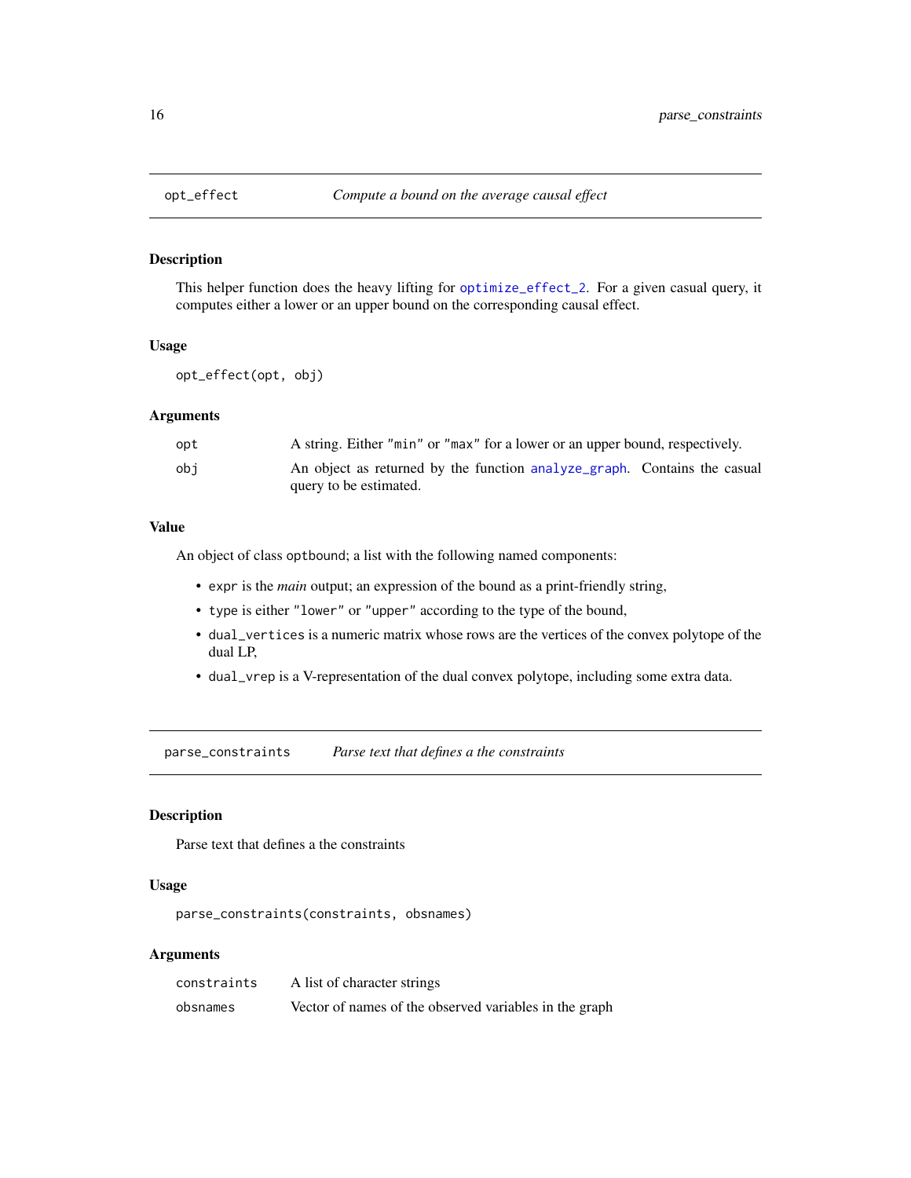## opt_effect — *Compute a bound on the average causal effect*

### Description

This helper function does the heavy lifting for optimize_effect_2. For a given casual query, it computes either a lower or an upper bound on the corresponding causal effect.

### Usage

```
opt_effect(opt, obj)
```

### Arguments

| | |
|---|---|
| opt | A string. Either "min" or "max" for a lower or an upper bound, respectively. |
| obj | An object as returned by the function analyze_graph. Contains the casual query to be estimated. |

### Value

An object of class optbound; a list with the following named components:

- expr is the *main* output; an expression of the bound as a print-friendly string,
- type is either "lower" or "upper" according to the type of the bound,
- dual_vertices is a numeric matrix whose rows are the vertices of the convex polytope of the dual LP,
- dual_vrep is a V-representation of the dual convex polytope, including some extra data.

## parse_constraints — *Parse text that defines a the constraints*

### Description

Parse text that defines a the constraints

### Usage

```
parse_constraints(constraints, obsnames)
```

### Arguments

| | |
|---|---|
| constraints | A list of character strings |
| obsnames | Vector of names of the observed variables in the graph |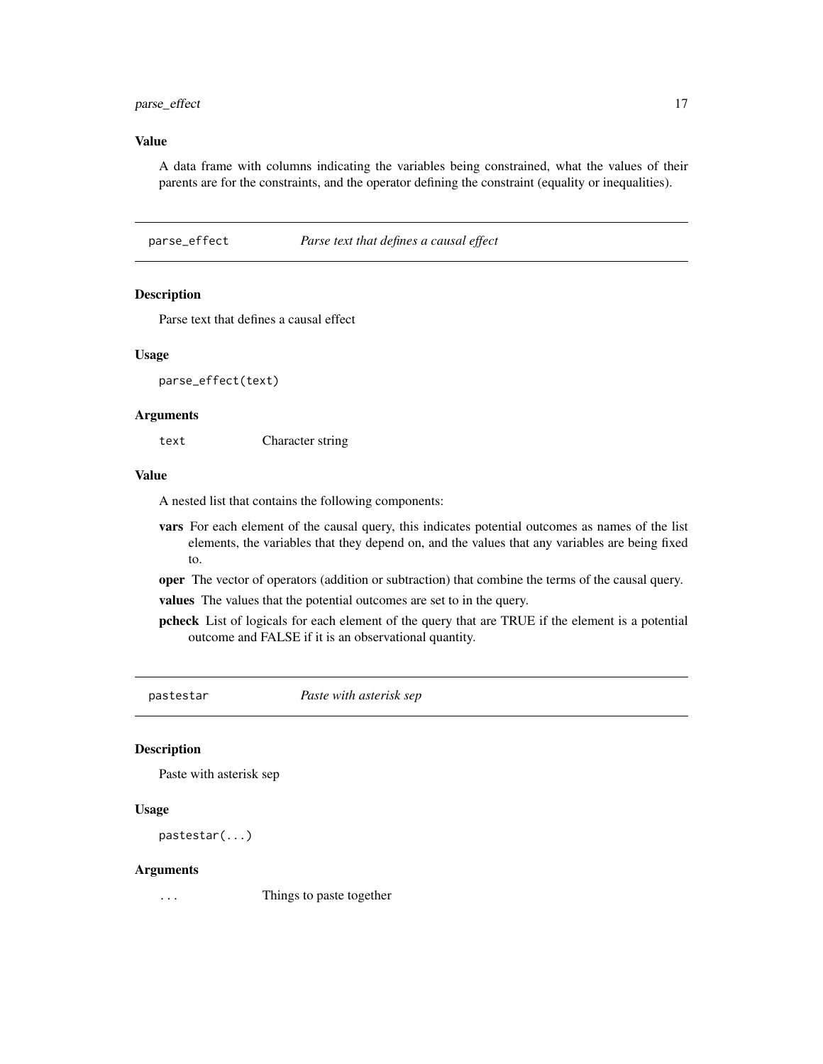### Value

A data frame with columns indicating the variables being constrained, what the values of their parents are for the constraints, and the operator defining the constraint (equality or inequalities).

---

## parse_effect *Parse text that defines a causal effect*

### Description

Parse text that defines a causal effect

### Usage

```
parse_effect(text)
```

### Arguments

| | |
|---|---|
| `text` | Character string |

### Value

A nested list that contains the following components:

- **vars** For each element of the causal query, this indicates potential outcomes as names of the list elements, the variables that they depend on, and the values that any variables are being fixed to.
- **oper** The vector of operators (addition or subtraction) that combine the terms of the causal query.
- **values** The values that the potential outcomes are set to in the query.
- **pcheck** List of logicals for each element of the query that are TRUE if the element is a potential outcome and FALSE if it is an observational quantity.

---

## pastestar *Paste with asterisk sep*

### Description

Paste with asterisk sep

### Usage

```
pastestar(...)
```

### Arguments

| | |
|---|---|
| `...` | Things to paste together |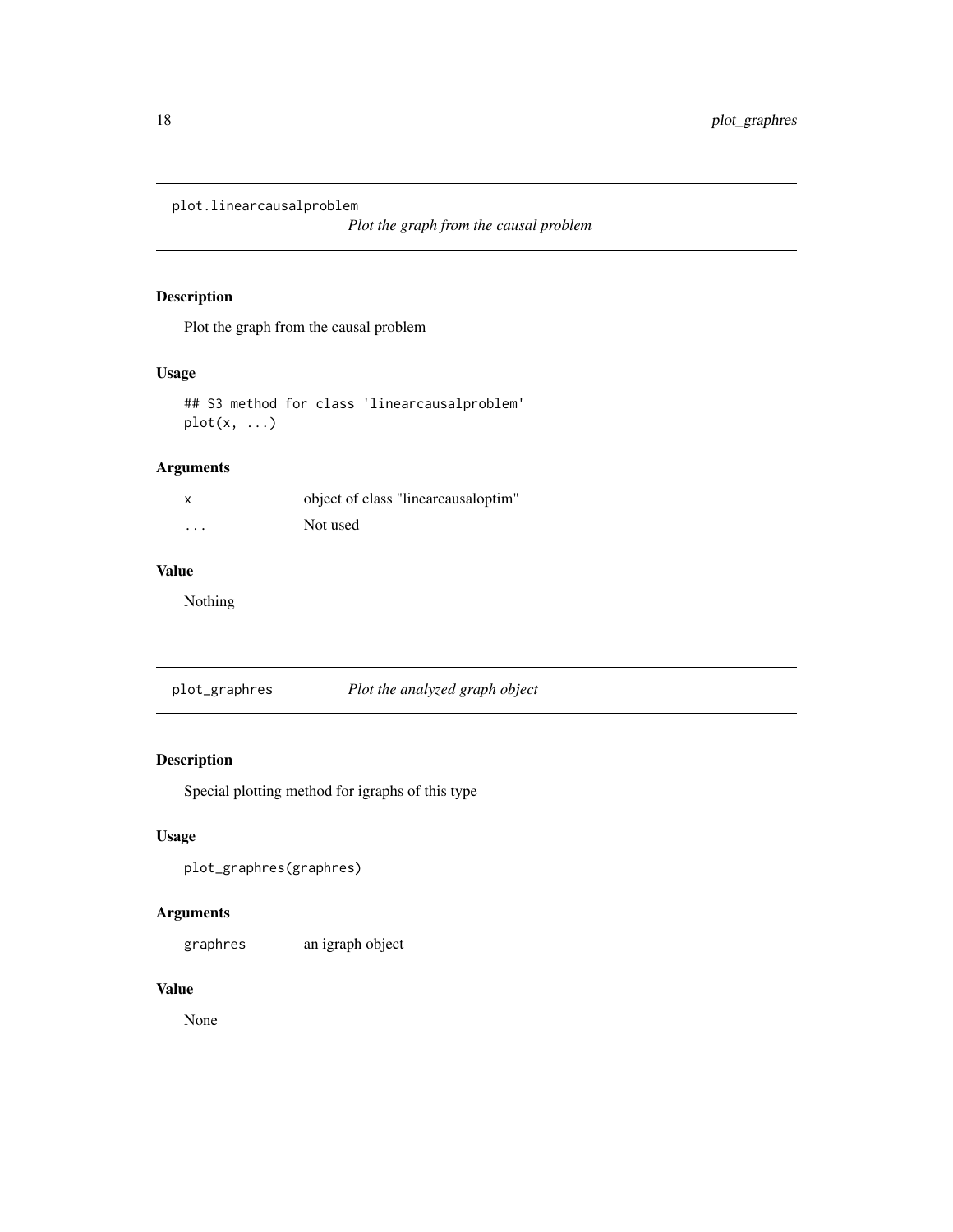## plot.linearcausalproblem

*Plot the graph from the causal problem*

### Description

Plot the graph from the causal problem

### Usage

```
## S3 method for class 'linearcausalproblem'
plot(x, ...)
```

### Arguments

| | |
|---|---|
| x | object of class "linearcausaloptim" |
| ... | Not used |

### Value

Nothing

## plot_graphres

*Plot the analyzed graph object*

### Description

Special plotting method for igraphs of this type

### Usage

```
plot_graphres(graphres)
```

### Arguments

| | |
|---|---|
| graphres | an igraph object |

### Value

None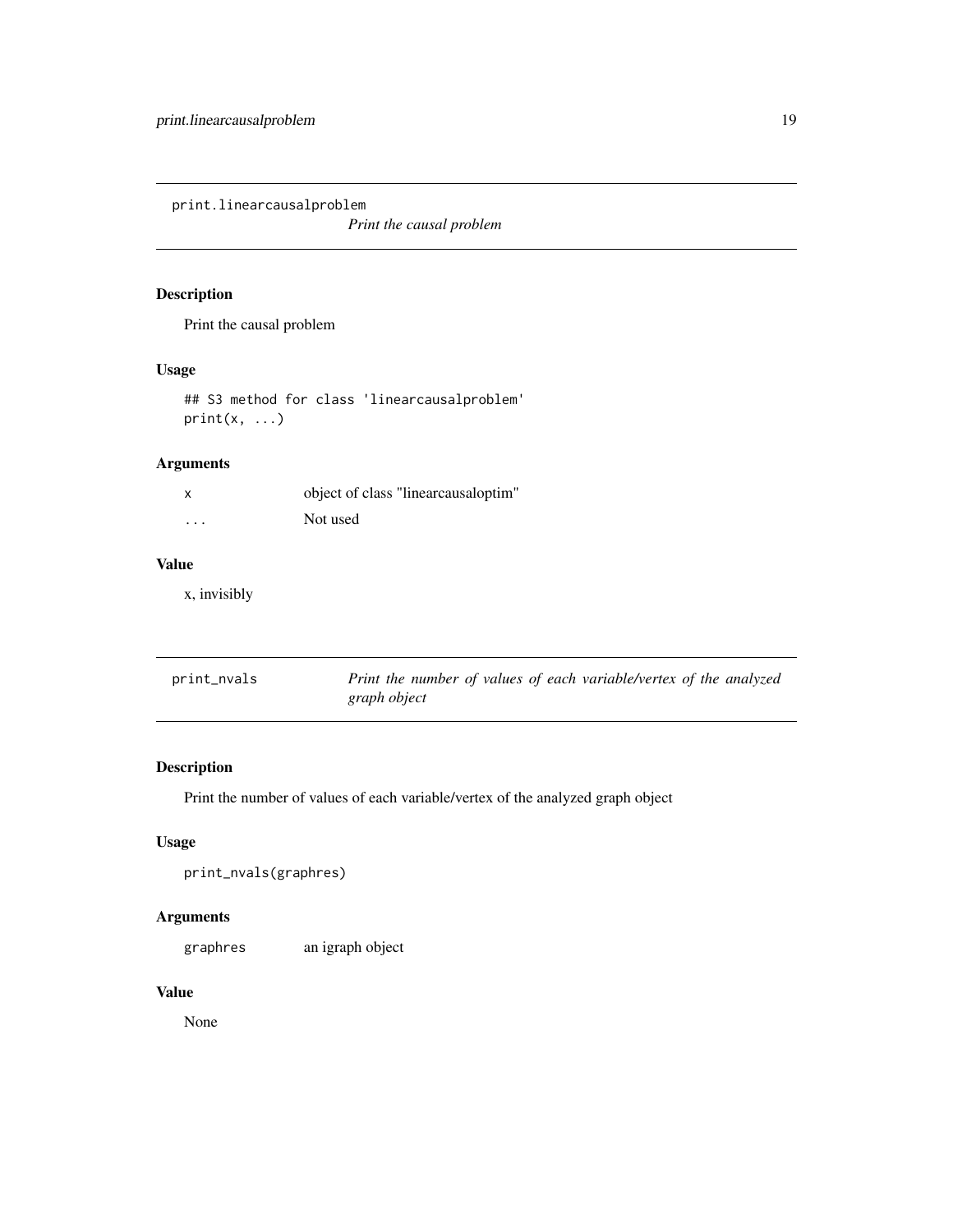## print.linearcausalproblem

*Print the causal problem*

### Description

Print the causal problem

### Usage

```
## S3 method for class 'linearcausalproblem'
print(x, ...)
```

### Arguments

| | |
|---|---|
| x | object of class "linearcausaloptim" |
| ... | Not used |

### Value

x, invisibly

## print_nvals

*Print the number of values of each variable/vertex of the analyzed graph object*

### Description

Print the number of values of each variable/vertex of the analyzed graph object

### Usage

```
print_nvals(graphres)
```

### Arguments

| | |
|---|---|
| graphres | an igraph object |

### Value

None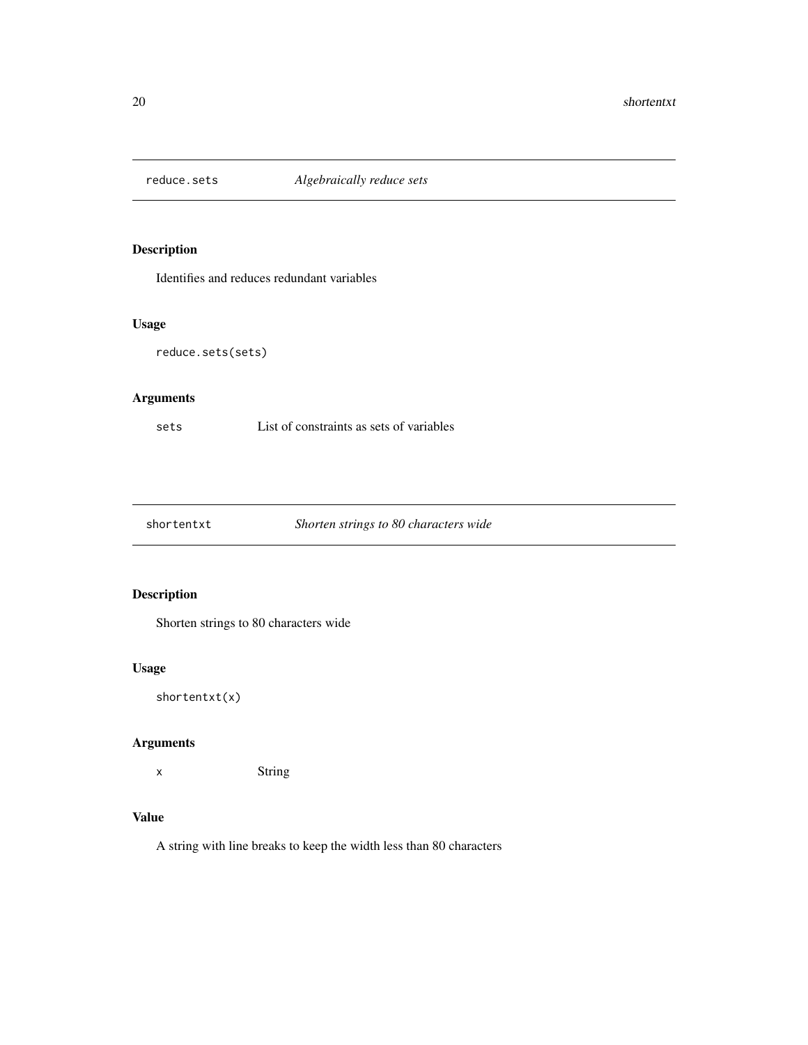## reduce.sets *Algebraically reduce sets*

### Description

Identifies and reduces redundant variables

### Usage

```
reduce.sets(sets)
```

### Arguments

| | |
|---|---|
| `sets` | List of constraints as sets of variables |

## shortentxt *Shorten strings to 80 characters wide*

### Description

Shorten strings to 80 characters wide

### Usage

```
shortentxt(x)
```

### Arguments

| | |
|---|---|
| `x` | String |

### Value

A string with line breaks to keep the width less than 80 characters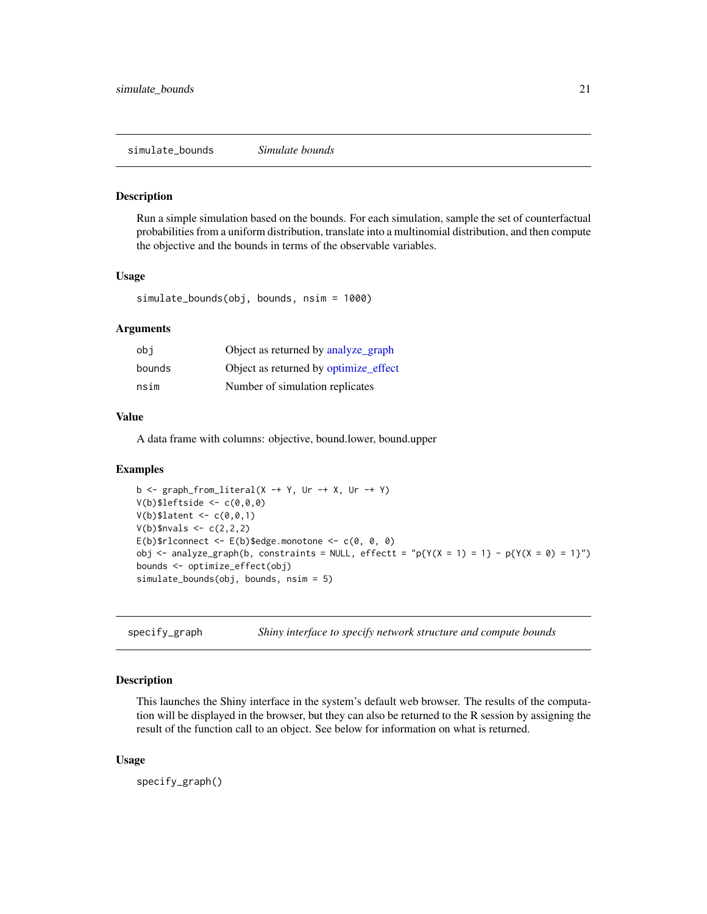## simulate_bounds *Simulate bounds*

### Description

Run a simple simulation based on the bounds. For each simulation, sample the set of counterfactual probabilities from a uniform distribution, translate into a multinomial distribution, and then compute the objective and the bounds in terms of the observable variables.

### Usage

```
simulate_bounds(obj, bounds, nsim = 1000)
```

### Arguments

| | |
|---|---|
| obj | Object as returned by analyze_graph |
| bounds | Object as returned by optimize_effect |
| nsim | Number of simulation replicates |

### Value

A data frame with columns: objective, bound.lower, bound.upper

### Examples

```
b <- graph_from_literal(X -+ Y, Ur -+ X, Ur -+ Y)
V(b)$leftside <- c(0,0,0)
V(b)$latent <- c(0,0,1)
V(b)$nvals <- c(2,2,2)
E(b)$rlconnect <- E(b)$edge.monotone <- c(0, 0, 0)
obj <- analyze_graph(b, constraints = NULL, effectt = "p{Y(X = 1) = 1} - p{Y(X = 0) = 1}")
bounds <- optimize_effect(obj)
simulate_bounds(obj, bounds, nsim = 5)
```

## specify_graph *Shiny interface to specify network structure and compute bounds*

### Description

This launches the Shiny interface in the system's default web browser. The results of the computation will be displayed in the browser, but they can also be returned to the R session by assigning the result of the function call to an object. See below for information on what is returned.

### Usage

```
specify_graph()
```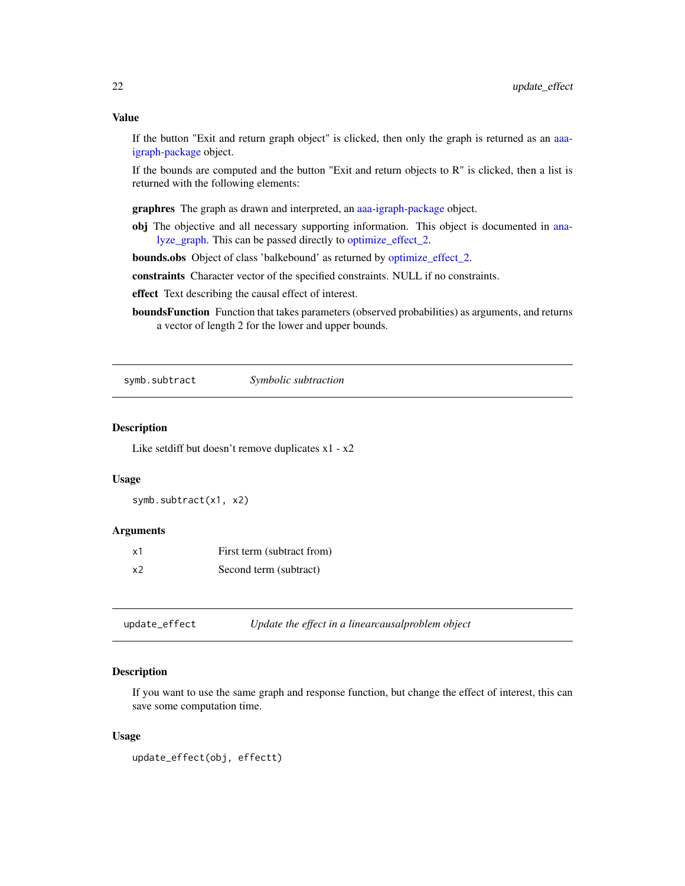### Value

If the button "Exit and return graph object" is clicked, then only the graph is returned as an aaa-igraph-package object.

If the bounds are computed and the button "Exit and return objects to R" is clicked, then a list is returned with the following elements:

**graphres** The graph as drawn and interpreted, an aaa-igraph-package object.

**obj** The objective and all necessary supporting information. This object is documented in analyze_graph. This can be passed directly to optimize_effect_2.

**bounds.obs** Object of class 'balkebound' as returned by optimize_effect_2.

**constraints** Character vector of the specified constraints. NULL if no constraints.

**effect** Text describing the causal effect of interest.

**boundsFunction** Function that takes parameters (observed probabilities) as arguments, and returns a vector of length 2 for the lower and upper bounds.

---

## symb.subtract — *Symbolic subtraction*

### Description

Like setdiff but doesn't remove duplicates x1 - x2

### Usage

```
symb.subtract(x1, x2)
```

### Arguments

| | |
|---|---|
| x1 | First term (subtract from) |
| x2 | Second term (subtract) |

---

## update_effect — *Update the effect in a linearcausalproblem object*

### Description

If you want to use the same graph and response function, but change the effect of interest, this can save some computation time.

### Usage

```
update_effect(obj, effectt)
```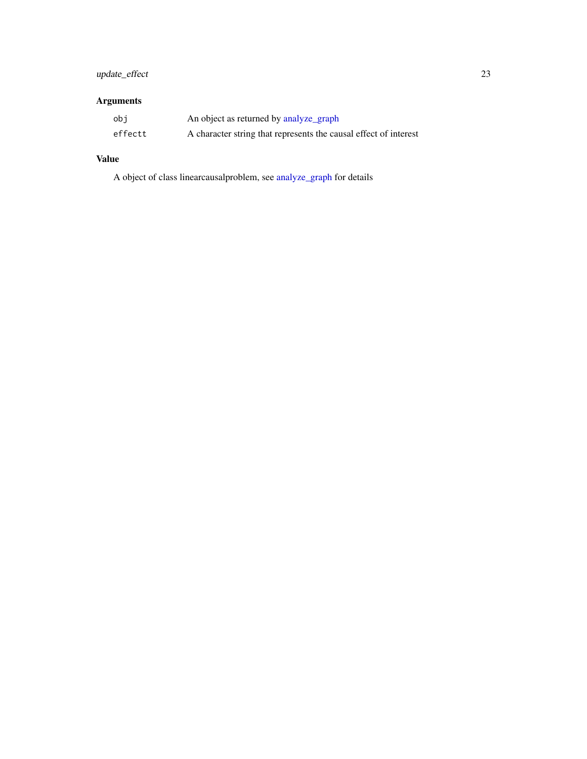## Arguments

| | |
|---|---|
| `obj` | An object as returned by analyze_graph |
| `effectt` | A character string that represents the causal effect of interest |

## Value

A object of class linearcausalproblem, see analyze_graph for details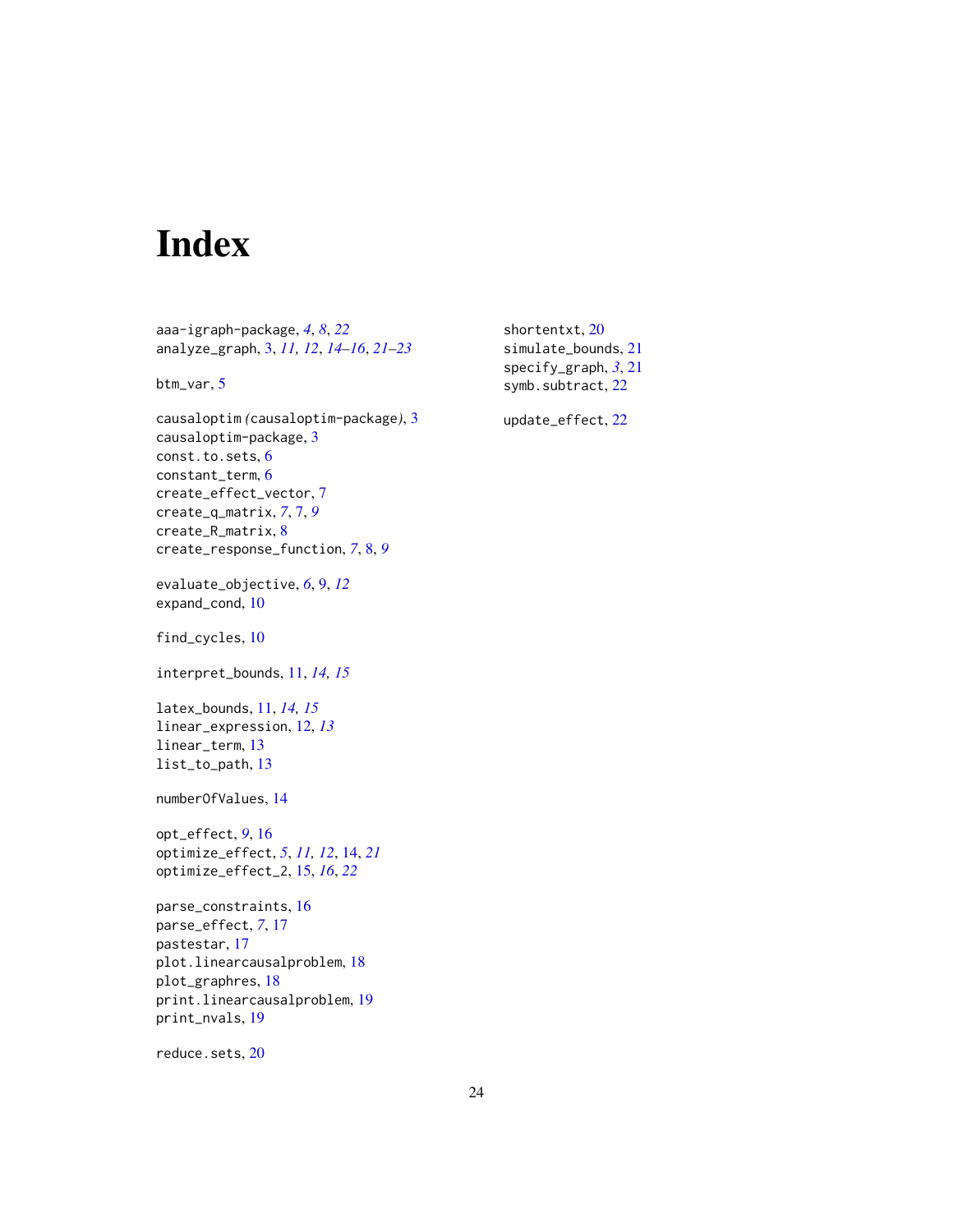# Index

aaa-igraph-package, *4*, *8*, *22*
analyze_graph, 3, *11, 12*, *14–16*, *21–23*

btm_var, 5

causaloptim (causaloptim-package), 3
causaloptim-package, 3
const.to.sets, 6
constant_term, 6
create_effect_vector, 7
create_q_matrix, *7*, 7, *9*
create_R_matrix, 8
create_response_function, *7*, 8, *9*

evaluate_objective, *6*, 9, *12*
expand_cond, 10

find_cycles, 10

interpret_bounds, 11, *14, 15*

latex_bounds, 11, *14, 15*
linear_expression, 12, *13*
linear_term, 13
list_to_path, 13

numberOfValues, 14

opt_effect, *9*, 16
optimize_effect, *5*, *11, 12*, 14, *21*
optimize_effect_2, 15, *16*, *22*

parse_constraints, 16
parse_effect, *7*, 17
pastestar, 17
plot.linearcausalproblem, 18
plot_graphres, 18
print.linearcausalproblem, 19
print_nvals, 19

reduce.sets, 20

shortentxt, 20
simulate_bounds, 21
specify_graph, *3*, 21
symb.subtract, 22

update_effect, 22